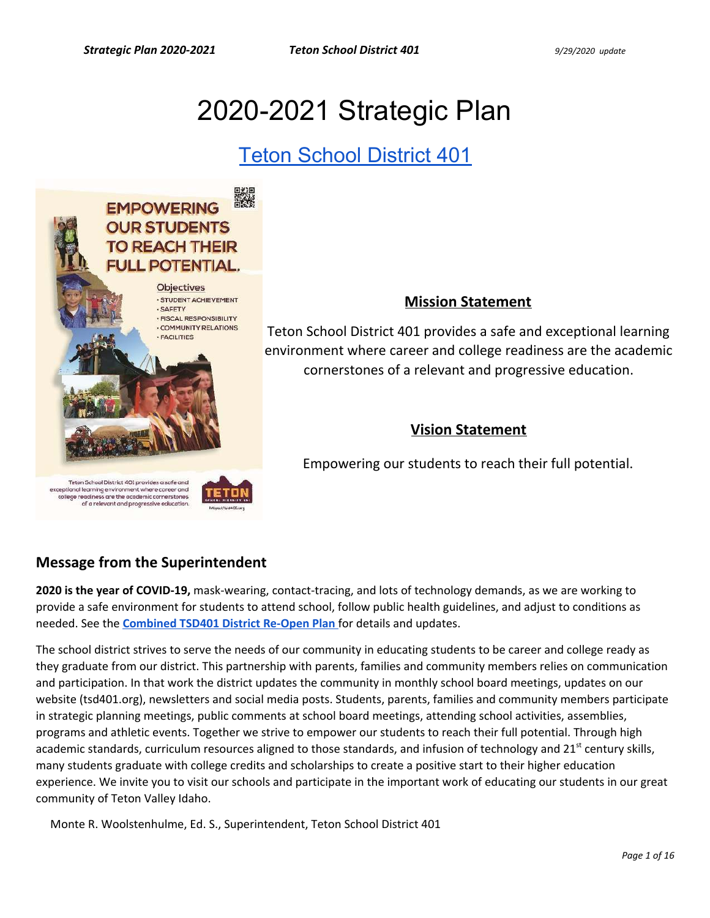# 2020-2021 Strategic Plan

## Teton School District 401

EMPOWERING OUR STUDENTS TO REACH THEIR FULL POTENTIAL.

Objectives
- STUDENT ACHIEVEMENT
- SAFETY
- FISCAL RESPONSIBILITY
- COMMUNITY RELATIONS
- FACILITIES

Teton School District 401 provides a safe and exceptional learning environment where career and college readiness are the academic cornerstones of a relevant and progressive education.

### Mission Statement

Teton School District 401 provides a safe and exceptional learning environment where career and college readiness are the academic cornerstones of a relevant and progressive education.

### Vision Statement

Empowering our students to reach their full potential.

## Message from the Superintendent

**2020 is the year of COVID-19,** mask-wearing, contact-tracing, and lots of technology demands, as we are working to provide a safe environment for students to attend school, follow public health guidelines, and adjust to conditions as needed. See the **Combined TSD401 District Re-Open Plan** for details and updates.

The school district strives to serve the needs of our community in educating students to be career and college ready as they graduate from our district. This partnership with parents, families and community members relies on communication and participation. In that work the district updates the community in monthly school board meetings, updates on our website (tsd401.org), newsletters and social media posts. Students, parents, families and community members participate in strategic planning meetings, public comments at school board meetings, attending school activities, assemblies, programs and athletic events. Together we strive to empower our students to reach their full potential. Through high academic standards, curriculum resources aligned to those standards, and infusion of technology and 21st century skills, many students graduate with college credits and scholarships to create a positive start to their higher education experience. We invite you to visit our schools and participate in the important work of educating our students in our great community of Teton Valley Idaho.

Monte R. Woolstenhulme, Ed. S., Superintendent, Teton School District 401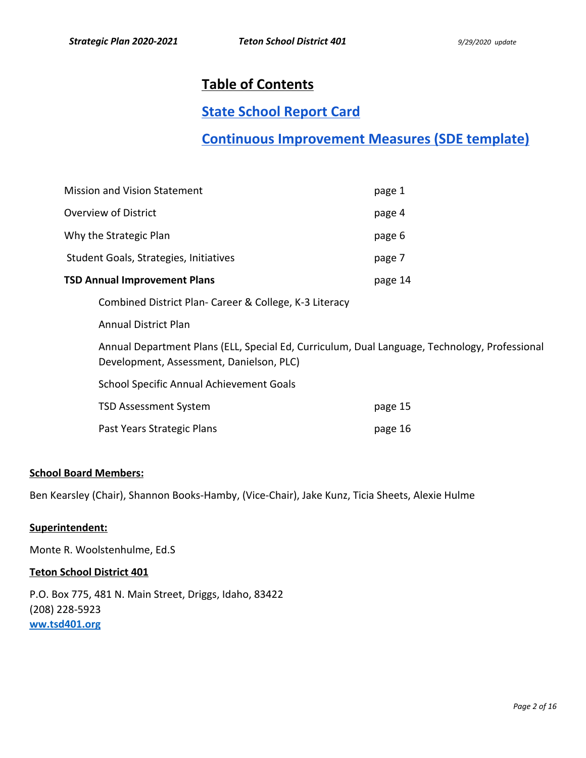# Table of Contents

## State School Report Card

## Continuous Improvement Measures (SDE template)

| | |
|---|---|
| Mission and Vision Statement | page 1 |
| Overview of District | page 4 |
| Why the Strategic Plan | page 6 |
| Student Goals, Strategies, Initiatives | page 7 |
| **TSD Annual Improvement Plans** | page 14 |
| Combined District Plan- Career & College, K-3 Literacy | |
| Annual District Plan | |
| Annual Department Plans (ELL, Special Ed, Curriculum, Dual Language, Technology, Professional Development, Assessment, Danielson, PLC) | |
| School Specific Annual Achievement Goals | |
| TSD Assessment System | page 15 |
| Past Years Strategic Plans | page 16 |

**School Board Members:**

Ben Kearsley (Chair), Shannon Books-Hamby, (Vice-Chair), Jake Kunz, Ticia Sheets, Alexie Hulme

**Superintendent:**

Monte R. Woolstenhulme, Ed.S

**Teton School District 401**

P.O. Box 775, 481 N. Main Street, Driggs, Idaho, 83422
(208) 228-5923
ww.tsd401.org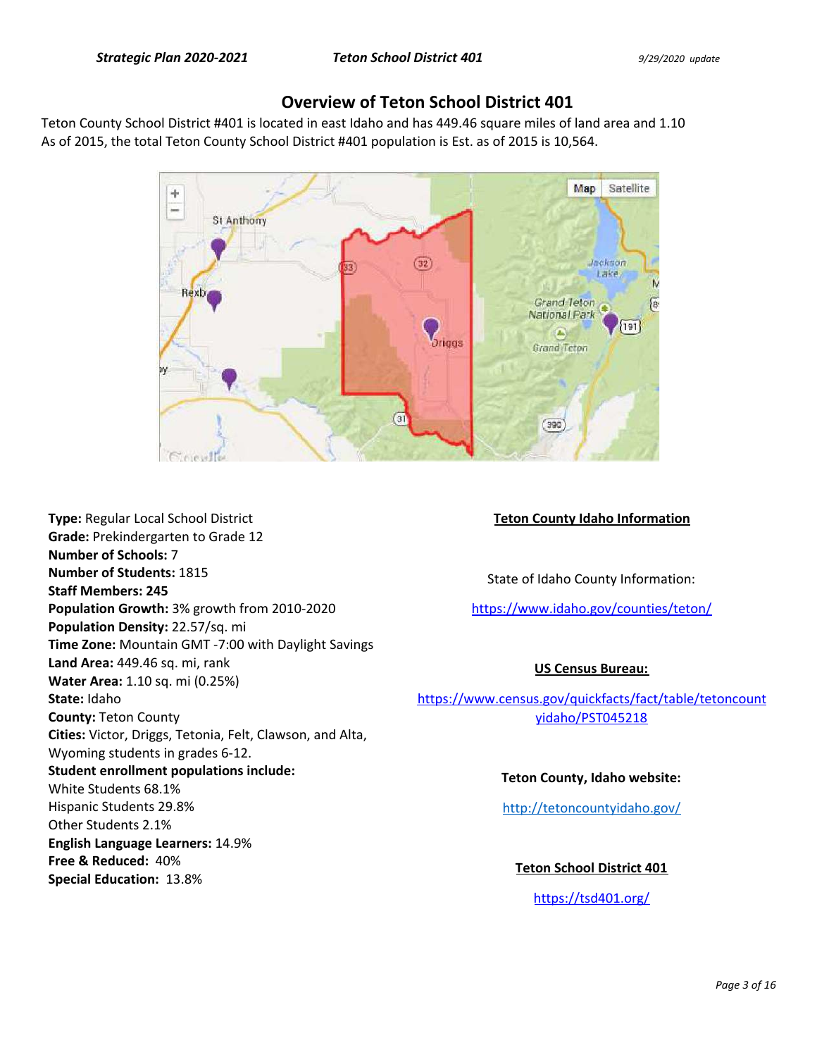## Overview of Teton School District 401

Teton County School District #401 is located in east Idaho and has 449.46 square miles of land area and 1.10 As of 2015, the total Teton County School District #401 population is Est. as of 2015 is 10,564.

**Type:** Regular Local School District
**Grade:** Prekindergarten to Grade 12
**Number of Schools: 7**
**Number of Students:** 1815
**Staff Members: 245**
**Population Growth:** 3% growth from 2010-2020
**Population Density:** 22.57/sq. mi
**Time Zone:** Mountain GMT -7:00 with Daylight Savings
**Land Area:** 449.46 sq. mi, rank
**Water Area:** 1.10 sq. mi (0.25%)
**State:** Idaho
**County:** Teton County
**Cities:** Victor, Driggs, Tetonia, Felt, Clawson, and Alta, Wyoming students in grades 6-12.
**Student enrollment populations include:**
White Students 68.1%
Hispanic Students 29.8%
Other Students 2.1%
**English Language Learners:** 14.9%
**Free & Reduced:** 40%
**Special Education:** 13.8%

**Teton County Idaho Information**

State of Idaho County Information:

https://www.idaho.gov/counties/teton/

**US Census Bureau:**

https://www.census.gov/quickfacts/fact/table/tetoncountyidaho/PST045218

**Teton County, Idaho website:**

http://tetoncountyidaho.gov/

**Teton School District 401**

https://tsd401.org/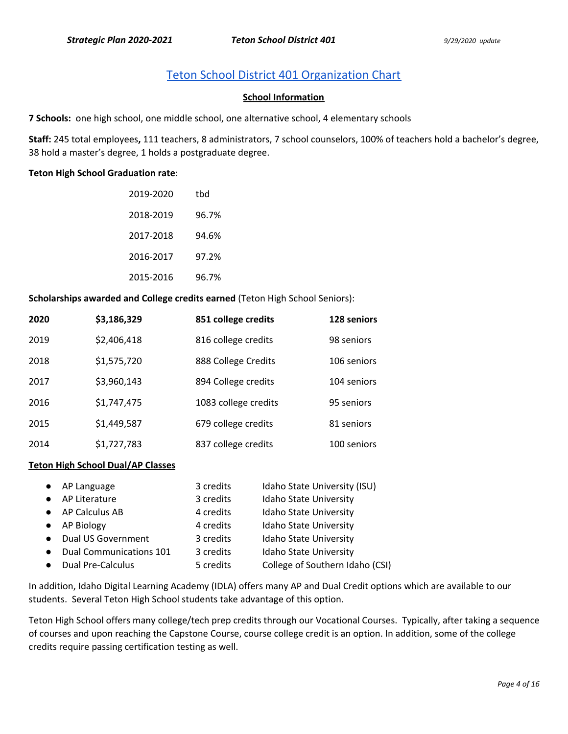## [Teton School District 401 Organization Chart]

### School Information

**7 Schools:** one high school, one middle school, one alternative school, 4 elementary schools

**Staff:** 245 total employees**,** 111 teachers, 8 administrators, 7 school counselors, 100% of teachers hold a bachelor's degree, 38 hold a master's degree, 1 holds a postgraduate degree.

**Teton High School Graduation rate**:

| | |
|---|---|
| 2019-2020 | tbd |
| 2018-2019 | 96.7% |
| 2017-2018 | 94.6% |
| 2016-2017 | 97.2% |
| 2015-2016 | 96.7% |

**Scholarships awarded and College credits earned** (Teton High School Seniors):

| | | | |
|---|---|---|---|
| **2020** | **$3,186,329** | **851 college credits** | **128 seniors** |
| 2019 | $2,406,418 | 816 college credits | 98 seniors |
| 2018 | $1,575,720 | 888 College Credits | 106 seniors |
| 2017 | $3,960,143 | 894 College credits | 104 seniors |
| 2016 | $1,747,475 | 1083 college credits | 95 seniors |
| 2015 | $1,449,587 | 679 college credits | 81 seniors |
| 2014 | $1,727,783 | 837 college credits | 100 seniors |

**Teton High School Dual/AP Classes**

- AP Language — 3 credits — Idaho State University (ISU)
- AP Literature — 3 credits — Idaho State University
- AP Calculus AB — 4 credits — Idaho State University
- AP Biology — 4 credits — Idaho State University
- Dual US Government — 3 credits — Idaho State University
- Dual Communications 101 — 3 credits — Idaho State University
- Dual Pre-Calculus — 5 credits — College of Southern Idaho (CSI)

In addition, Idaho Digital Learning Academy (IDLA) offers many AP and Dual Credit options which are available to our students. Several Teton High School students take advantage of this option.

Teton High School offers many college/tech prep credits through our Vocational Courses. Typically, after taking a sequence of courses and upon reaching the Capstone Course, course college credit is an option. In addition, some of the college credits require passing certification testing as well.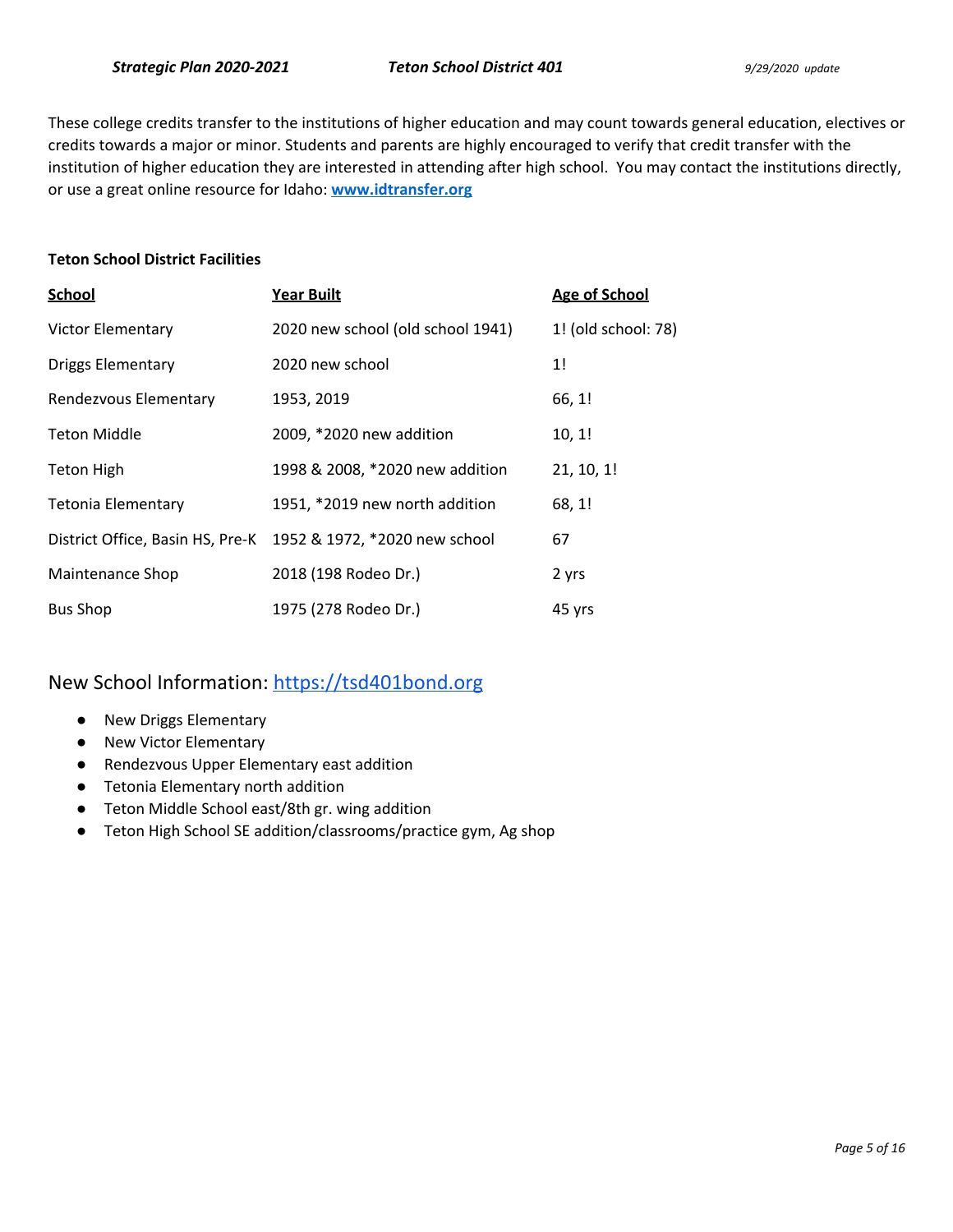These college credits transfer to the institutions of higher education and may count towards general education, electives or credits towards a major or minor. Students and parents are highly encouraged to verify that credit transfer with the institution of higher education they are interested in attending after high school. You may contact the institutions directly, or use a great online resource for Idaho: **[www.idtransfer.org](http://www.idtransfer.org)**

**Teton School District Facilities**

| School | Year Built | Age of School |
|---|---|---|
| Victor Elementary | 2020 new school (old school 1941) | 1! (old school: 78) |
| Driggs Elementary | 2020 new school | 1! |
| Rendezvous Elementary | 1953, 2019 | 66, 1! |
| Teton Middle | 2009, *2020 new addition | 10, 1! |
| Teton High | 1998 & 2008, *2020 new addition | 21, 10, 1! |
| Tetonia Elementary | 1951, *2019 new north addition | 68, 1! |
| District Office, Basin HS, Pre-K | 1952 & 1972, *2020 new school | 67 |
| Maintenance Shop | 2018 (198 Rodeo Dr.) | 2 yrs |
| Bus Shop | 1975 (278 Rodeo Dr.) | 45 yrs |

## New School Information: [https://tsd401bond.org](https://tsd401bond.org)

- New Driggs Elementary
- New Victor Elementary
- Rendezvous Upper Elementary east addition
- Tetonia Elementary north addition
- Teton Middle School east/8th gr. wing addition
- Teton High School SE addition/classrooms/practice gym, Ag shop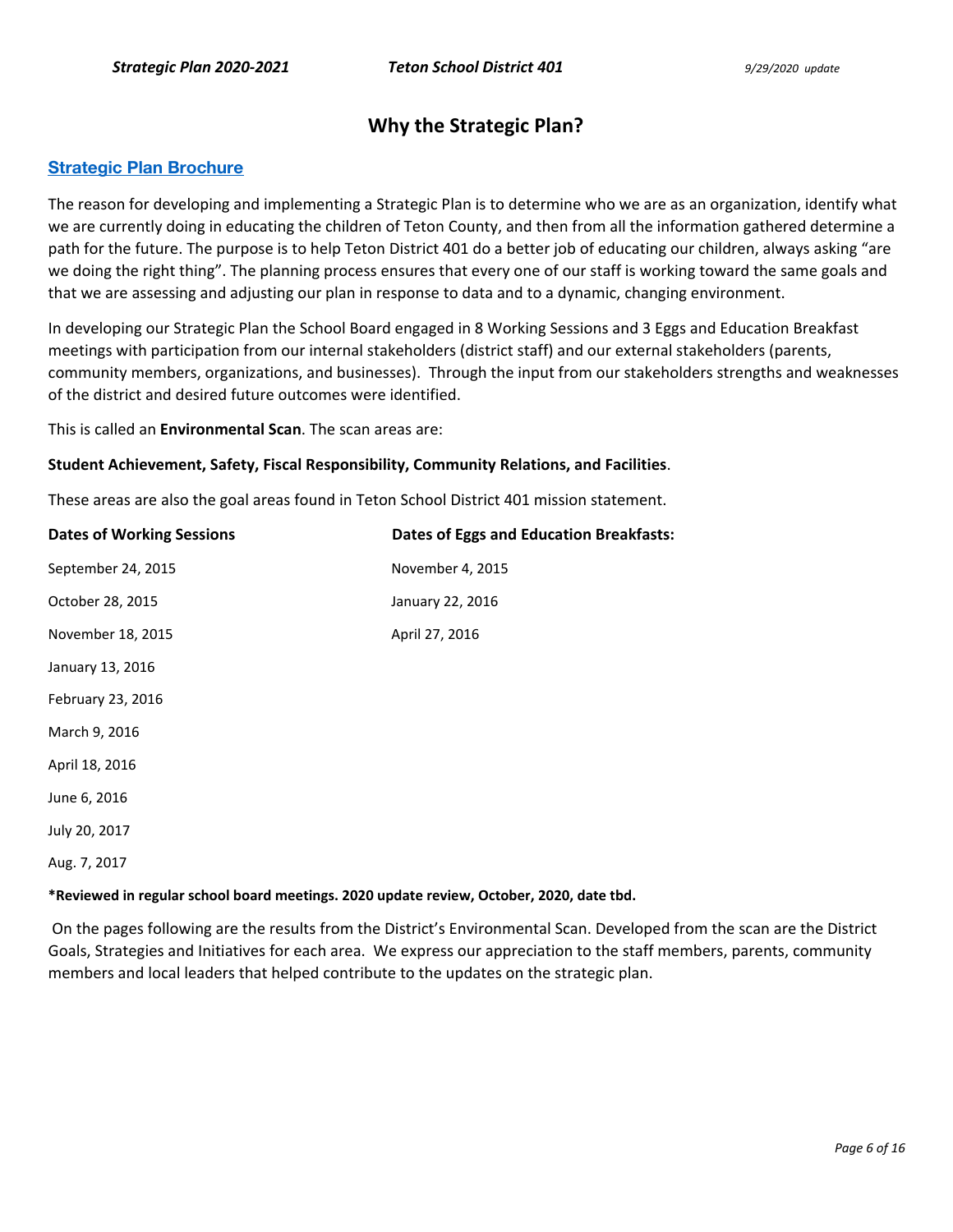# Why the Strategic Plan?

**Strategic Plan Brochure**

The reason for developing and implementing a Strategic Plan is to determine who we are as an organization, identify what we are currently doing in educating the children of Teton County, and then from all the information gathered determine a path for the future. The purpose is to help Teton District 401 do a better job of educating our children, always asking "are we doing the right thing". The planning process ensures that every one of our staff is working toward the same goals and that we are assessing and adjusting our plan in response to data and to a dynamic, changing environment.

In developing our Strategic Plan the School Board engaged in 8 Working Sessions and 3 Eggs and Education Breakfast meetings with participation from our internal stakeholders (district staff) and our external stakeholders (parents, community members, organizations, and businesses). Through the input from our stakeholders strengths and weaknesses of the district and desired future outcomes were identified.

This is called an **Environmental Scan**. The scan areas are:

**Student Achievement, Safety, Fiscal Responsibility, Community Relations, and Facilities**.

These areas are also the goal areas found in Teton School District 401 mission statement.

| Dates of Working Sessions | Dates of Eggs and Education Breakfasts: |
|---|---|
| September 24, 2015 | November 4, 2015 |
| October 28, 2015 | January 22, 2016 |
| November 18, 2015 | April 27, 2016 |
| January 13, 2016 | |
| February 23, 2016 | |
| March 9, 2016 | |
| April 18, 2016 | |
| June 6, 2016 | |
| July 20, 2017 | |
| Aug. 7, 2017 | |

**\*Reviewed in regular school board meetings. 2020 update review, October, 2020, date tbd.**

On the pages following are the results from the District's Environmental Scan. Developed from the scan are the District Goals, Strategies and Initiatives for each area. We express our appreciation to the staff members, parents, community members and local leaders that helped contribute to the updates on the strategic plan.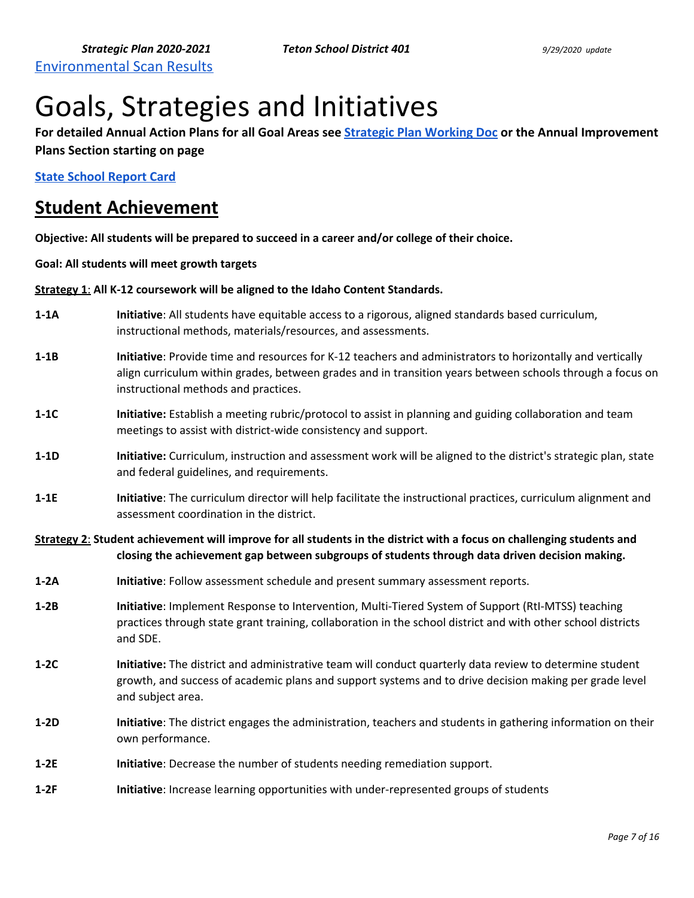Environmental Scan Results

# Goals, Strategies and Initiatives

**For detailed Annual Action Plans for all Goal Areas see Strategic Plan Working Doc or the Annual Improvement Plans Section starting on page**

**State School Report Card**

## Student Achievement

**Objective: All students will be prepared to succeed in a career and/or college of their choice.**

**Goal: All students will meet growth targets**

**Strategy 1: All K-12 coursework will be aligned to the Idaho Content Standards.**

**1-1A** **Initiative**: All students have equitable access to a rigorous, aligned standards based curriculum, instructional methods, materials/resources, and assessments.

**1-1B** **Initiative**: Provide time and resources for K-12 teachers and administrators to horizontally and vertically align curriculum within grades, between grades and in transition years between schools through a focus on instructional methods and practices.

**1-1C** **Initiative:** Establish a meeting rubric/protocol to assist in planning and guiding collaboration and team meetings to assist with district-wide consistency and support.

**1-1D** **Initiative:** Curriculum, instruction and assessment work will be aligned to the district's strategic plan, state and federal guidelines, and requirements.

**1-1E** **Initiative**: The curriculum director will help facilitate the instructional practices, curriculum alignment and assessment coordination in the district.

**Strategy 2: Student achievement will improve for all students in the district with a focus on challenging students and closing the achievement gap between subgroups of students through data driven decision making.**

**1-2A** **Initiative**: Follow assessment schedule and present summary assessment reports.

**1-2B** **Initiative**: Implement Response to Intervention, Multi-Tiered System of Support (RtI-MTSS) teaching practices through state grant training, collaboration in the school district and with other school districts and SDE.

**1-2C** **Initiative:** The district and administrative team will conduct quarterly data review to determine student growth, and success of academic plans and support systems and to drive decision making per grade level and subject area.

**1-2D** **Initiative**: The district engages the administration, teachers and students in gathering information on their own performance.

**1-2E** **Initiative**: Decrease the number of students needing remediation support.

**1-2F** **Initiative**: Increase learning opportunities with under-represented groups of students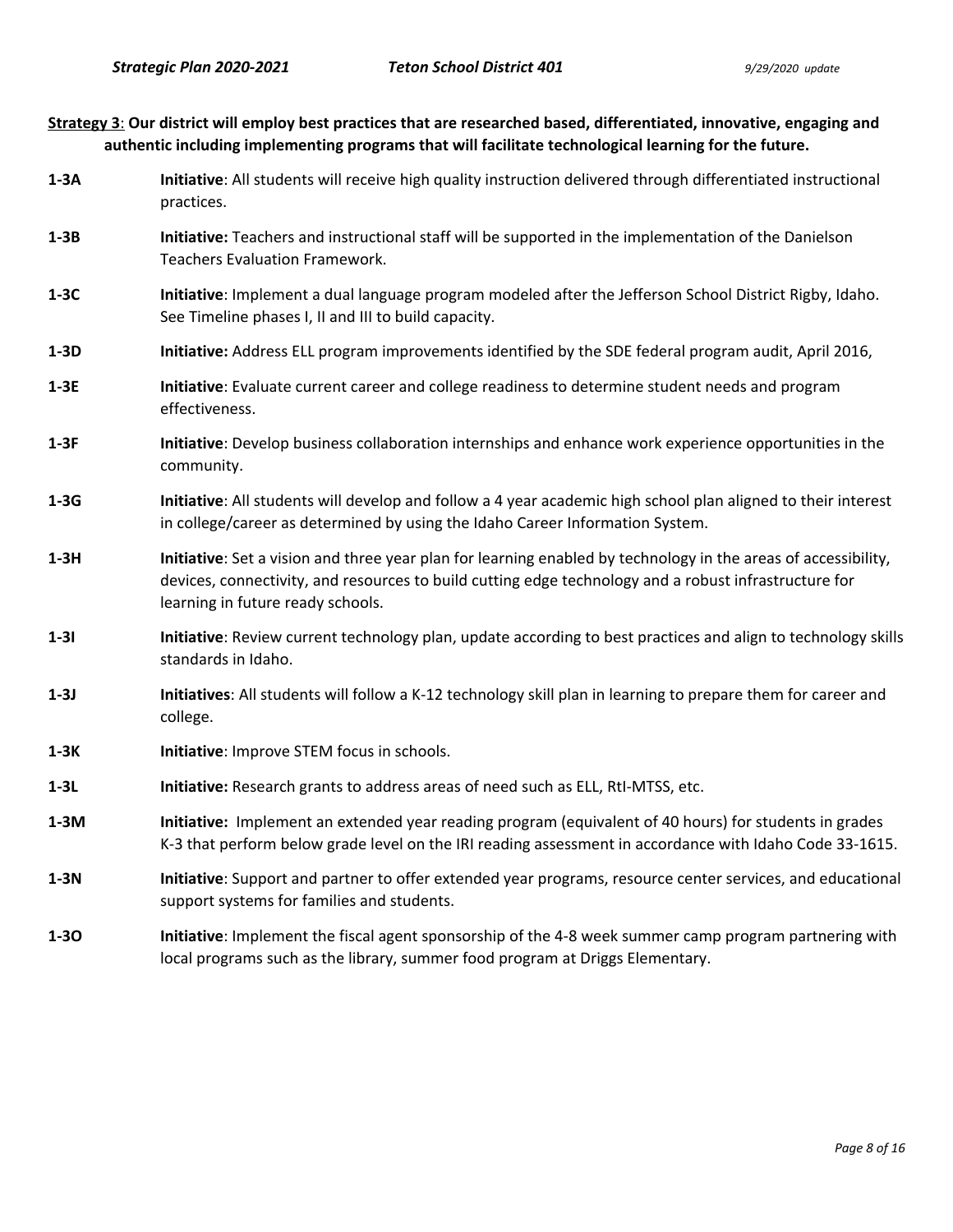**<u>Strategy 3</u>: Our district will employ best practices that are researched based, differentiated, innovative, engaging and authentic including implementing programs that will facilitate technological learning for the future.**

**1-3A** **Initiative**: All students will receive high quality instruction delivered through differentiated instructional practices.

**1-3B** **Initiative:** Teachers and instructional staff will be supported in the implementation of the Danielson Teachers Evaluation Framework.

**1-3C** **Initiative**: Implement a dual language program modeled after the Jefferson School District Rigby, Idaho. See Timeline phases I, II and III to build capacity.

**1-3D** **Initiative:** Address ELL program improvements identified by the SDE federal program audit, April 2016,

**1-3E** **Initiative**: Evaluate current career and college readiness to determine student needs and program effectiveness.

**1-3F** **Initiative**: Develop business collaboration internships and enhance work experience opportunities in the community.

**1-3G** **Initiative**: All students will develop and follow a 4 year academic high school plan aligned to their interest in college/career as determined by using the Idaho Career Information System.

**1-3H** **Initiative**: Set a vision and three year plan for learning enabled by technology in the areas of accessibility, devices, connectivity, and resources to build cutting edge technology and a robust infrastructure for learning in future ready schools.

**1-3I** **Initiative**: Review current technology plan, update according to best practices and align to technology skills standards in Idaho.

**1-3J** **Initiatives**: All students will follow a K-12 technology skill plan in learning to prepare them for career and college.

**1-3K** **Initiative**: Improve STEM focus in schools.

**1-3L** **Initiative:** Research grants to address areas of need such as ELL, RtI-MTSS, etc.

**1-3M** **Initiative:** Implement an extended year reading program (equivalent of 40 hours) for students in grades K-3 that perform below grade level on the IRI reading assessment in accordance with Idaho Code 33-1615.

**1-3N** **Initiative**: Support and partner to offer extended year programs, resource center services, and educational support systems for families and students.

**1-3O** **Initiative**: Implement the fiscal agent sponsorship of the 4-8 week summer camp program partnering with local programs such as the library, summer food program at Driggs Elementary.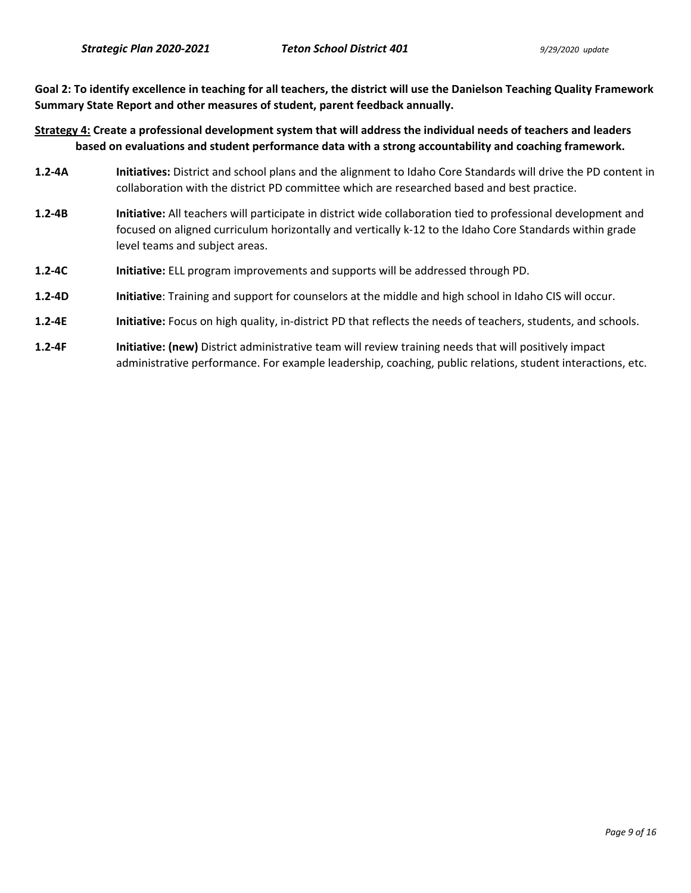**Goal 2: To identify excellence in teaching for all teachers, the district will use the Danielson Teaching Quality Framework Summary State Report and other measures of student, parent feedback annually.**

**Strategy 4: Create a professional development system that will address the individual needs of teachers and leaders based on evaluations and student performance data with a strong accountability and coaching framework.**

**1.2-4A** **Initiatives:** District and school plans and the alignment to Idaho Core Standards will drive the PD content in collaboration with the district PD committee which are researched based and best practice.

**1.2-4B** **Initiative:** All teachers will participate in district wide collaboration tied to professional development and focused on aligned curriculum horizontally and vertically k-12 to the Idaho Core Standards within grade level teams and subject areas.

**1.2-4C** **Initiative:** ELL program improvements and supports will be addressed through PD.

**1.2-4D** **Initiative**: Training and support for counselors at the middle and high school in Idaho CIS will occur.

**1.2-4E** **Initiative:** Focus on high quality, in-district PD that reflects the needs of teachers, students, and schools.

**1.2-4F** **Initiative: (new)** District administrative team will review training needs that will positively impact administrative performance. For example leadership, coaching, public relations, student interactions, etc.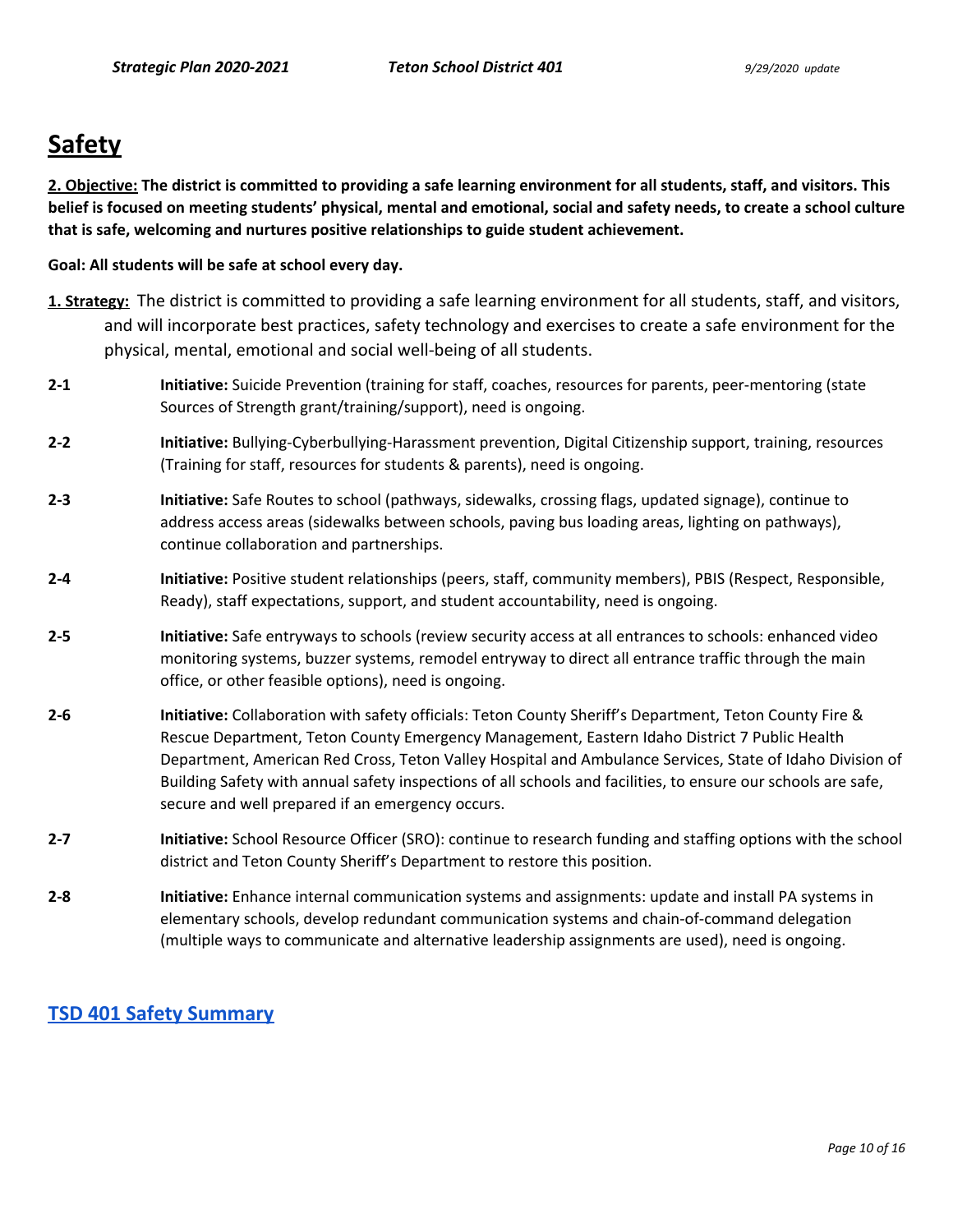# Safety

**2. Objective: The district is committed to providing a safe learning environment for all students, staff, and visitors. This belief is focused on meeting students' physical, mental and emotional, social and safety needs, to create a school culture that is safe, welcoming and nurtures positive relationships to guide student achievement.**

**Goal: All students will be safe at school every day.**

**1. Strategy:** The district is committed to providing a safe learning environment for all students, staff, and visitors, and will incorporate best practices, safety technology and exercises to create a safe environment for the physical, mental, emotional and social well-being of all students.

**2-1** **Initiative:** Suicide Prevention (training for staff, coaches, resources for parents, peer-mentoring (state Sources of Strength grant/training/support), need is ongoing.

**2-2** **Initiative:** Bullying-Cyberbullying-Harassment prevention, Digital Citizenship support, training, resources (Training for staff, resources for students & parents), need is ongoing.

**2-3** **Initiative:** Safe Routes to school (pathways, sidewalks, crossing flags, updated signage), continue to address access areas (sidewalks between schools, paving bus loading areas, lighting on pathways), continue collaboration and partnerships.

**2-4** **Initiative:** Positive student relationships (peers, staff, community members), PBIS (Respect, Responsible, Ready), staff expectations, support, and student accountability, need is ongoing.

**2-5** **Initiative:** Safe entryways to schools (review security access at all entrances to schools: enhanced video monitoring systems, buzzer systems, remodel entryway to direct all entrance traffic through the main office, or other feasible options), need is ongoing.

**2-6** **Initiative:** Collaboration with safety officials: Teton County Sheriff's Department, Teton County Fire & Rescue Department, Teton County Emergency Management, Eastern Idaho District 7 Public Health Department, American Red Cross, Teton Valley Hospital and Ambulance Services, State of Idaho Division of Building Safety with annual safety inspections of all schools and facilities, to ensure our schools are safe, secure and well prepared if an emergency occurs.

**2-7** **Initiative:** School Resource Officer (SRO): continue to research funding and staffing options with the school district and Teton County Sheriff's Department to restore this position.

**2-8** **Initiative:** Enhance internal communication systems and assignments: update and install PA systems in elementary schools, develop redundant communication systems and chain-of-command delegation (multiple ways to communicate and alternative leadership assignments are used), need is ongoing.

**TSD 401 Safety Summary**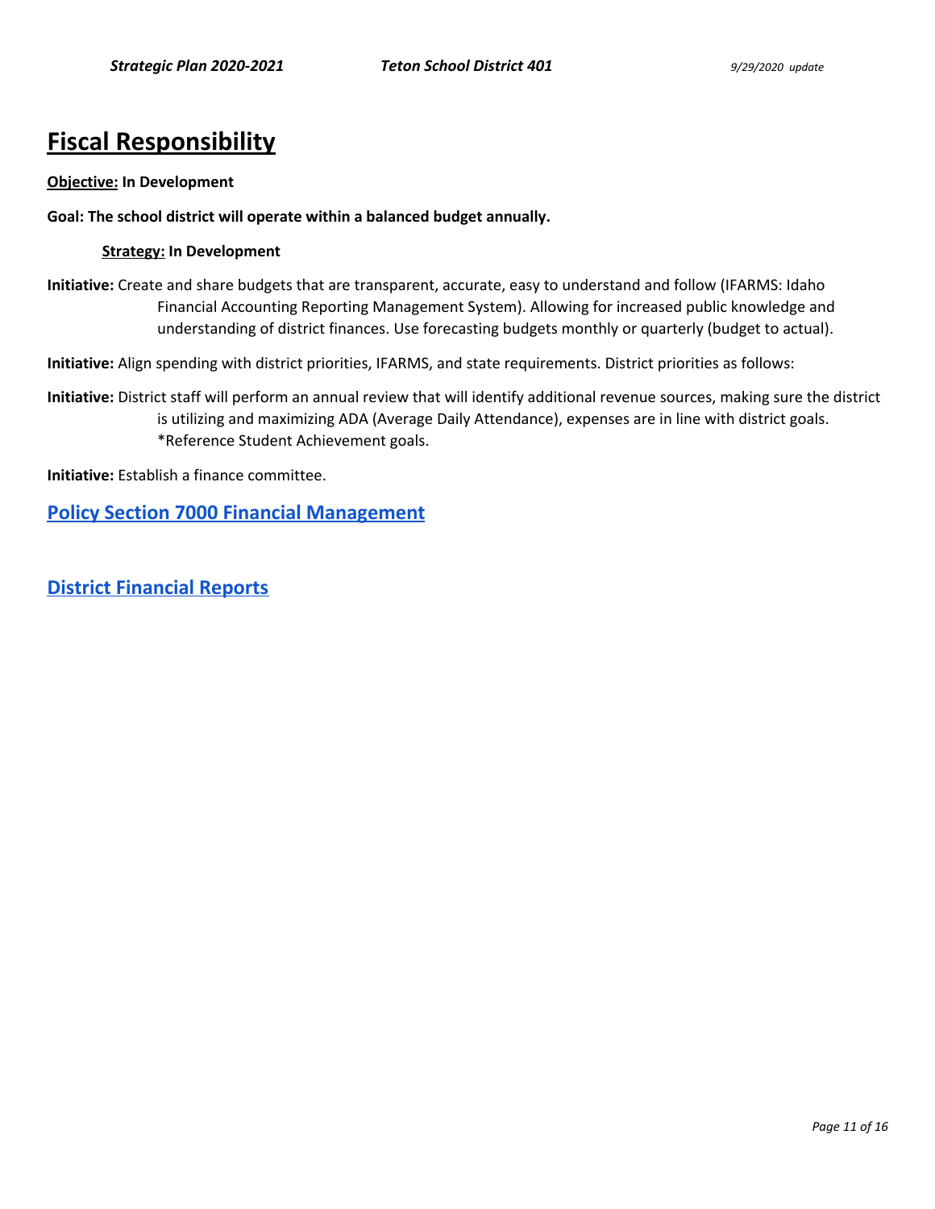# Fiscal Responsibility

**Objective: In Development**

**Goal: The school district will operate within a balanced budget annually.**

**Strategy: In Development**

**Initiative:** Create and share budgets that are transparent, accurate, easy to understand and follow (IFARMS: Idaho Financial Accounting Reporting Management System). Allowing for increased public knowledge and understanding of district finances. Use forecasting budgets monthly or quarterly (budget to actual).

**Initiative:** Align spending with district priorities, IFARMS, and state requirements. District priorities as follows:

**Initiative:** District staff will perform an annual review that will identify additional revenue sources, making sure the district is utilizing and maximizing ADA (Average Daily Attendance), expenses are in line with district goals. *Reference Student Achievement goals.

**Initiative:** Establish a finance committee.

## Policy Section 7000 Financial Management

## District Financial Reports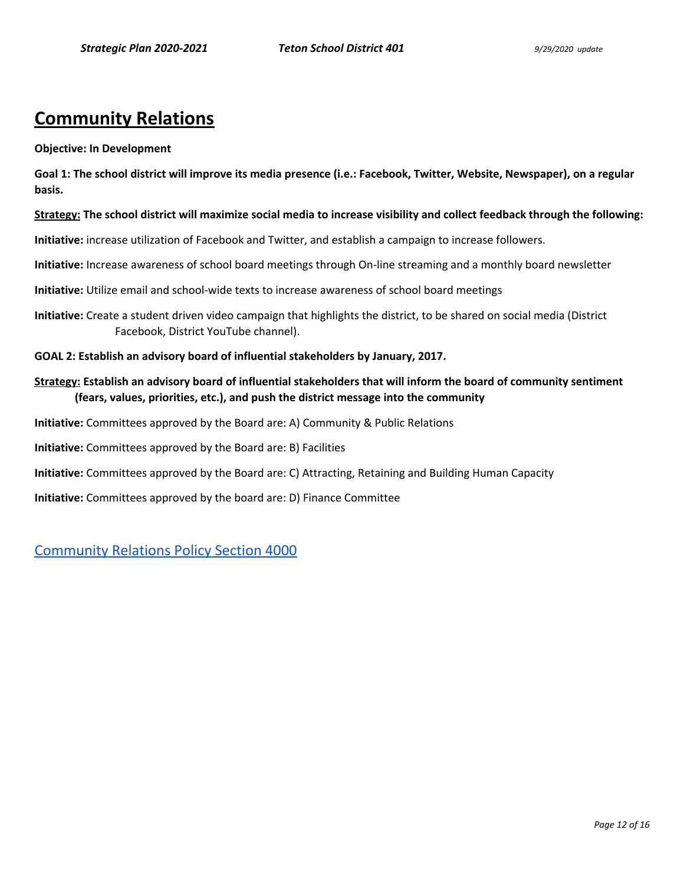# Community Relations

**Objective: In Development**

**Goal 1: The school district will improve its media presence (i.e.: Facebook, Twitter, Website, Newspaper), on a regular basis.**

**Strategy: The school district will maximize social media to increase visibility and collect feedback through the following:**

**Initiative:** increase utilization of Facebook and Twitter, and establish a campaign to increase followers.

**Initiative:** Increase awareness of school board meetings through On-line streaming and a monthly board newsletter

**Initiative:** Utilize email and school-wide texts to increase awareness of school board meetings

**Initiative:** Create a student driven video campaign that highlights the district, to be shared on social media (District Facebook, District YouTube channel).

**GOAL 2: Establish an advisory board of influential stakeholders by January, 2017.**

**Strategy: Establish an advisory board of influential stakeholders that will inform the board of community sentiment (fears, values, priorities, etc.), and push the district message into the community**

**Initiative:** Committees approved by the Board are: A) Community & Public Relations

**Initiative:** Committees approved by the Board are: B) Facilities

**Initiative:** Committees approved by the Board are: C) Attracting, Retaining and Building Human Capacity

**Initiative:** Committees approved by the board are: D) Finance Committee

Community Relations Policy Section 4000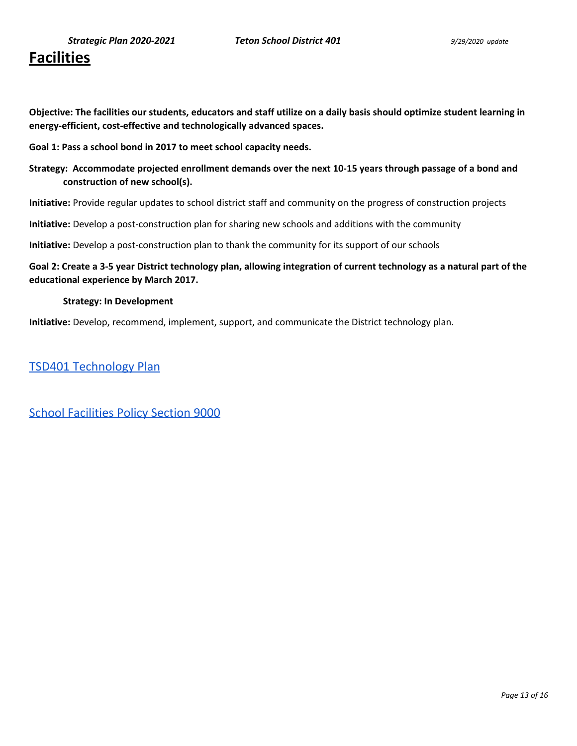# Facilities

**Objective: The facilities our students, educators and staff utilize on a daily basis should optimize student learning in energy-efficient, cost-effective and technologically advanced spaces.**

**Goal 1: Pass a school bond in 2017 to meet school capacity needs.**

**Strategy: Accommodate projected enrollment demands over the next 10-15 years through passage of a bond and construction of new school(s).**

**Initiative:** Provide regular updates to school district staff and community on the progress of construction projects

**Initiative:** Develop a post-construction plan for sharing new schools and additions with the community

**Initiative:** Develop a post-construction plan to thank the community for its support of our schools

**Goal 2: Create a 3-5 year District technology plan, allowing integration of current technology as a natural part of the educational experience by March 2017.**

**Strategy: In Development**

**Initiative:** Develop, recommend, implement, support, and communicate the District technology plan.

[TSD401 Technology Plan]

[School Facilities Policy Section 9000]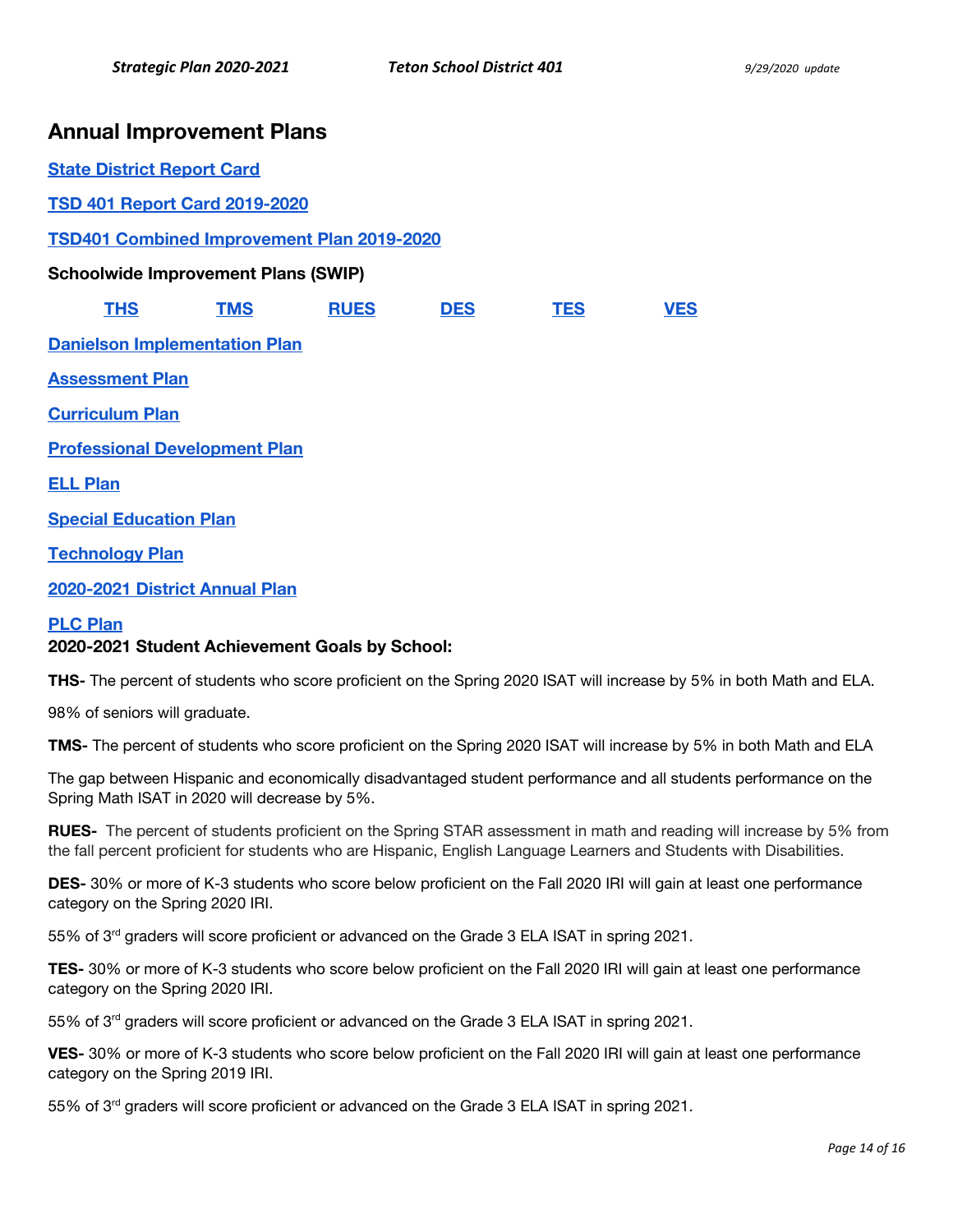## Annual Improvement Plans

**State District Report Card**

**TSD 401 Report Card 2019-2020**

**TSD401 Combined Improvement Plan 2019-2020**

**Schoolwide Improvement Plans (SWIP)**

**THS** **TMS** **RUES** **DES** **TES** **VES**

**Danielson Implementation Plan**

**Assessment Plan**

**Curriculum Plan**

**Professional Development Plan**

**ELL Plan**

**Special Education Plan**

**Technology Plan**

**2020-2021 District Annual Plan**

**PLC Plan**

**2020-2021 Student Achievement Goals by School:**

**THS-** The percent of students who score proficient on the Spring 2020 ISAT will increase by 5% in both Math and ELA.

98% of seniors will graduate.

**TMS-** The percent of students who score proficient on the Spring 2020 ISAT will increase by 5% in both Math and ELA

The gap between Hispanic and economically disadvantaged student performance and all students performance on the Spring Math ISAT in 2020 will decrease by 5%.

**RUES-** The percent of students proficient on the Spring STAR assessment in math and reading will increase by 5% from the fall percent proficient for students who are Hispanic, English Language Learners and Students with Disabilities.

**DES-** 30% or more of K-3 students who score below proficient on the Fall 2020 IRI will gain at least one performance category on the Spring 2020 IRI.

55% of 3rd graders will score proficient or advanced on the Grade 3 ELA ISAT in spring 2021.

**TES-** 30% or more of K-3 students who score below proficient on the Fall 2020 IRI will gain at least one performance category on the Spring 2020 IRI.

55% of 3rd graders will score proficient or advanced on the Grade 3 ELA ISAT in spring 2021.

**VES-** 30% or more of K-3 students who score below proficient on the Fall 2020 IRI will gain at least one performance category on the Spring 2019 IRI.

55% of 3rd graders will score proficient or advanced on the Grade 3 ELA ISAT in spring 2021.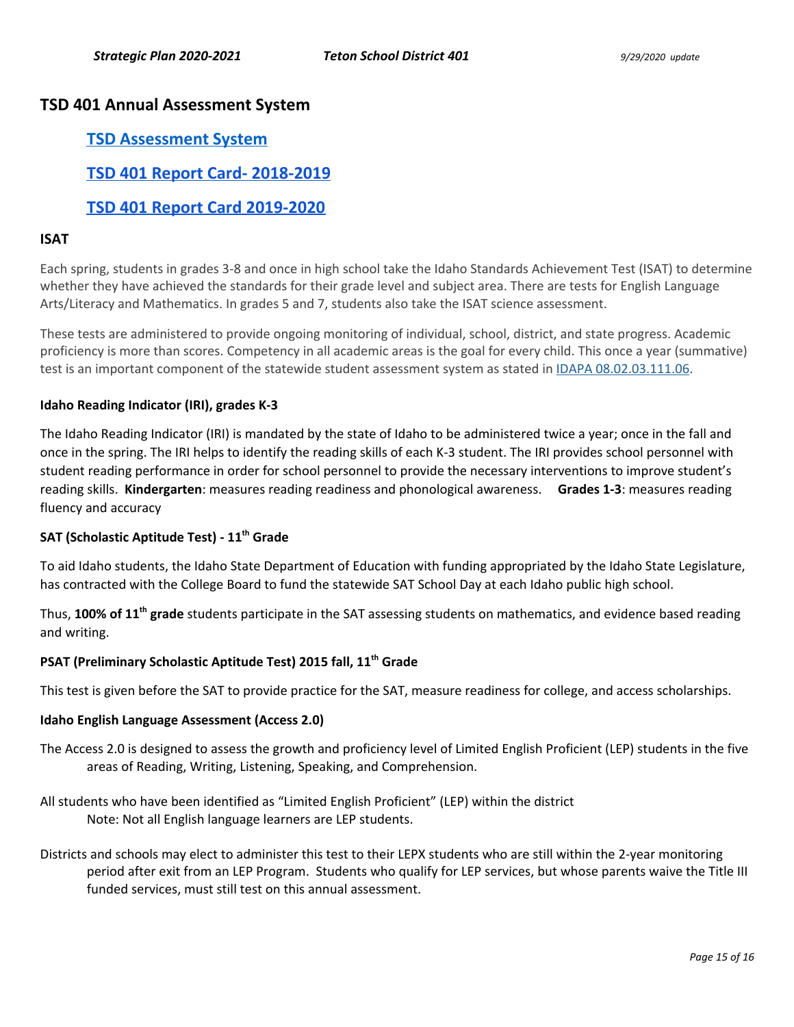## TSD 401 Annual Assessment System

### [TSD Assessment System]

### [TSD 401 Report Card- 2018-2019]

### [TSD 401 Report Card 2019-2020]

### ISAT

Each spring, students in grades 3-8 and once in high school take the Idaho Standards Achievement Test (ISAT) to determine whether they have achieved the standards for their grade level and subject area. There are tests for English Language Arts/Literacy and Mathematics. In grades 5 and 7, students also take the ISAT science assessment.

These tests are administered to provide ongoing monitoring of individual, school, district, and state progress. Academic proficiency is more than scores. Competency in all academic areas is the goal for every child. This once a year (summative) test is an important component of the statewide student assessment system as stated in IDAPA 08.02.03.111.06.

**Idaho Reading Indicator (IRI), grades K-3**

The Idaho Reading Indicator (IRI) is mandated by the state of Idaho to be administered twice a year; once in the fall and once in the spring. The IRI helps to identify the reading skills of each K-3 student. The IRI provides school personnel with student reading performance in order for school personnel to provide the necessary interventions to improve student's reading skills. **Kindergarten**: measures reading readiness and phonological awareness. **Grades 1-3**: measures reading fluency and accuracy

**SAT (Scholastic Aptitude Test) - 11th Grade**

To aid Idaho students, the Idaho State Department of Education with funding appropriated by the Idaho State Legislature, has contracted with the College Board to fund the statewide SAT School Day at each Idaho public high school.

Thus, **100% of 11th grade** students participate in the SAT assessing students on mathematics, and evidence based reading and writing.

**PSAT (Preliminary Scholastic Aptitude Test) 2015 fall, 11th Grade**

This test is given before the SAT to provide practice for the SAT, measure readiness for college, and access scholarships.

**Idaho English Language Assessment (Access 2.0)**

The Access 2.0 is designed to assess the growth and proficiency level of Limited English Proficient (LEP) students in the five areas of Reading, Writing, Listening, Speaking, and Comprehension.

All students who have been identified as "Limited English Proficient" (LEP) within the district
Note: Not all English language learners are LEP students.

Districts and schools may elect to administer this test to their LEPX students who are still within the 2-year monitoring period after exit from an LEP Program. Students who qualify for LEP services, but whose parents waive the Title III funded services, must still test on this annual assessment.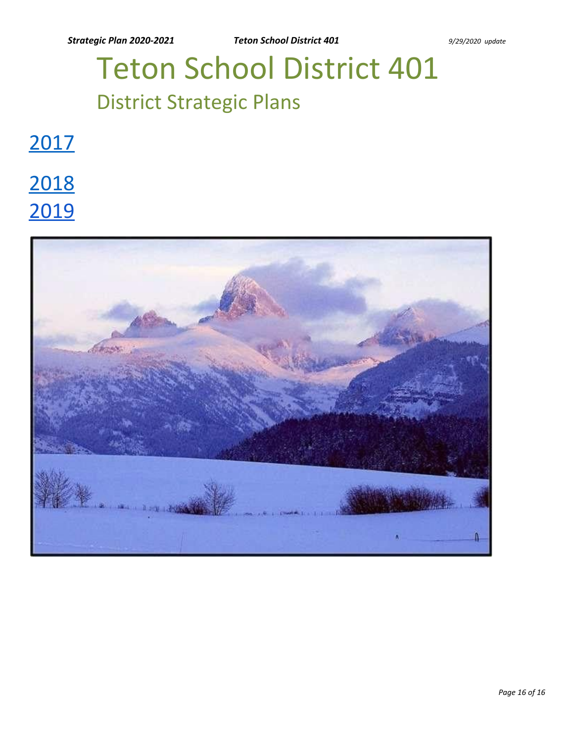# Teton School District 401

## District Strategic Plans

2017

2018

2019